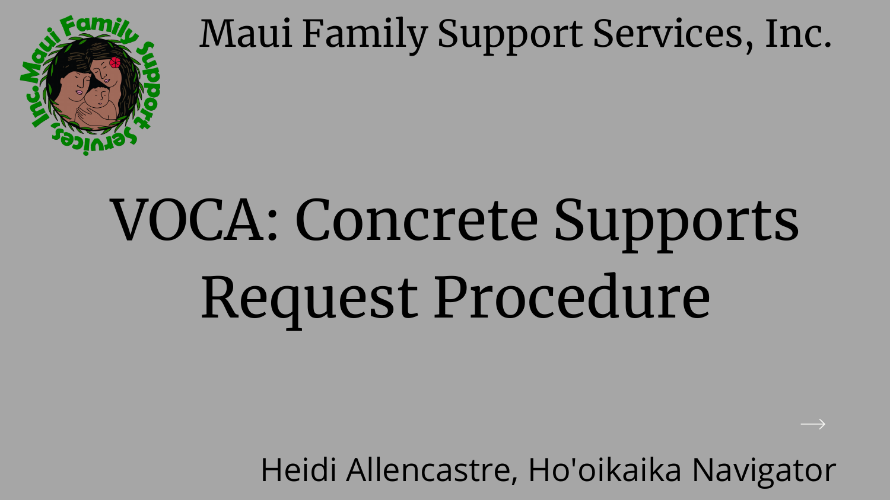Maui Family Support Services, Inc.

# VOCA: Concrete Supports Request Procedure

Heidi Allencastre, Ho'oikaika Navigator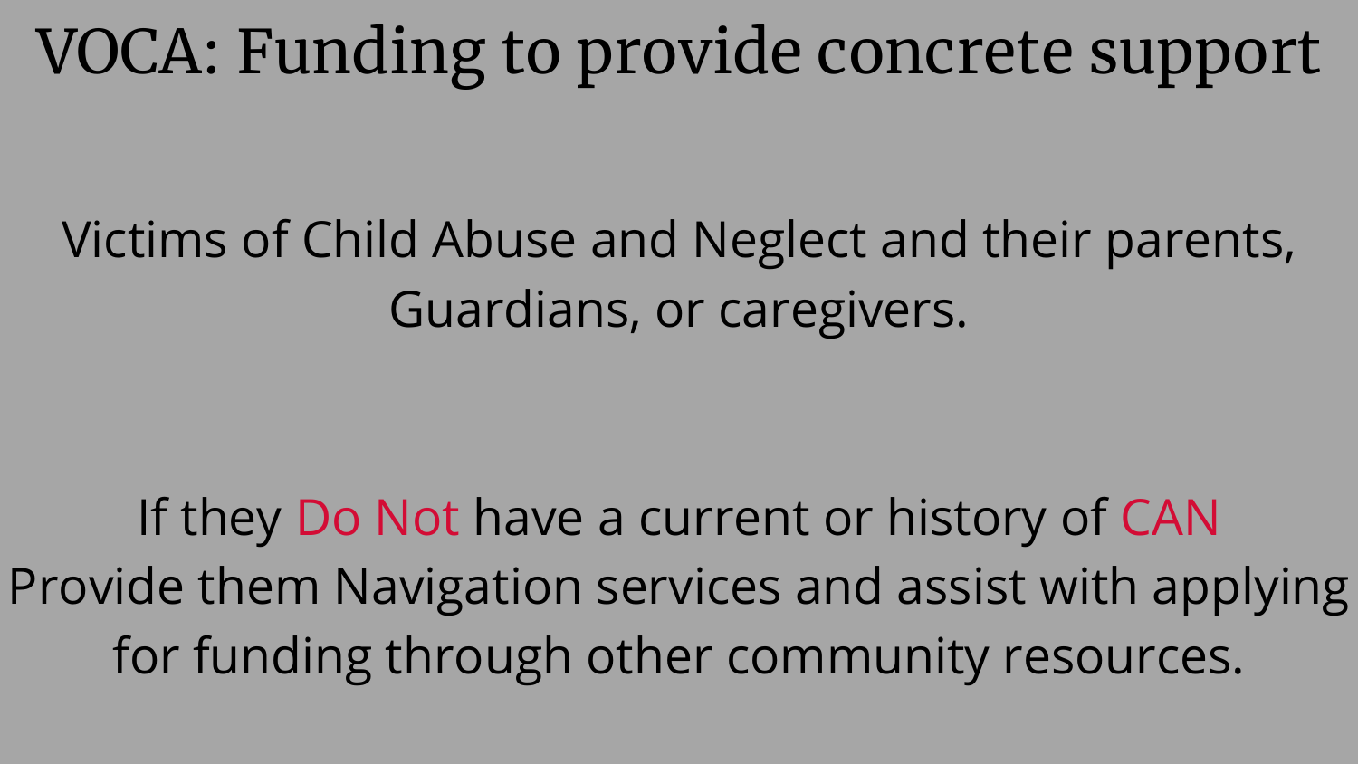# VOCA: Funding to provide concrete support

Victims of Child Abuse and Neglect and their parents, Guardians, or caregivers.

If they Do Not have a current or history of CAN
Provide them Navigation services and assist with applying for funding through other community resources.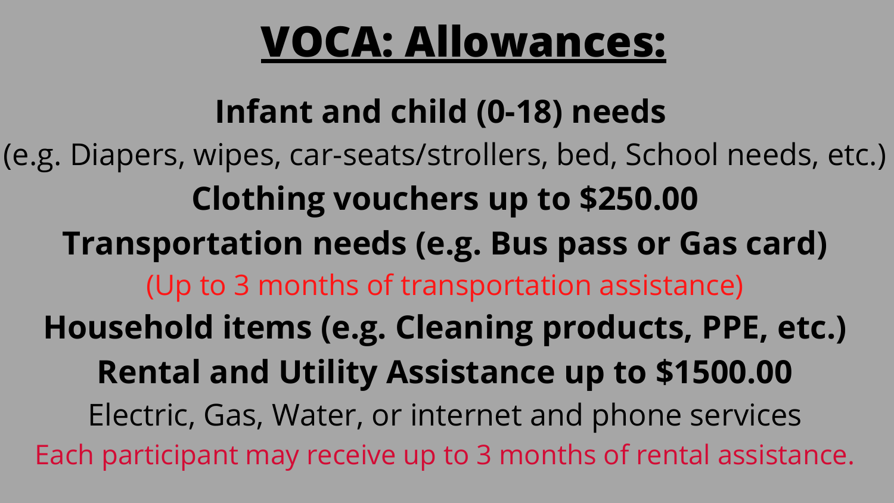# VOCA: Allowances:

**Infant and child (0-18) needs**

(e.g. Diapers, wipes, car-seats/strollers, bed, School needs, etc.)

**Clothing vouchers up to $250.00**

**Transportation needs (e.g. Bus pass or Gas card)**

(Up to 3 months of transportation assistance)

**Household items (e.g. Cleaning products, PPE, etc.)**

**Rental and Utility Assistance up to $1500.00**

Electric, Gas, Water, or internet and phone services

Each participant may receive up to 3 months of rental assistance.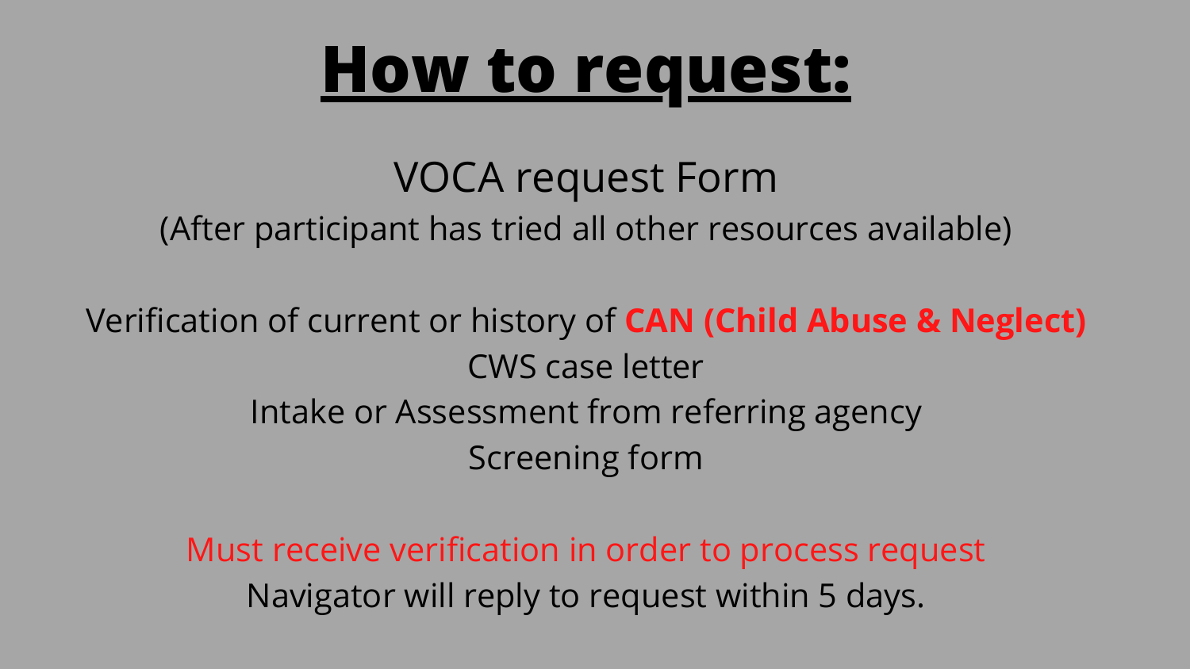# **How to request:**

VOCA request Form

(After participant has tried all other resources available)

Verification of current or history of **CAN (Child Abuse & Neglect)**

CWS case letter

Intake or Assessment from referring agency

Screening form

Must receive verification in order to process request

Navigator will reply to request within 5 days.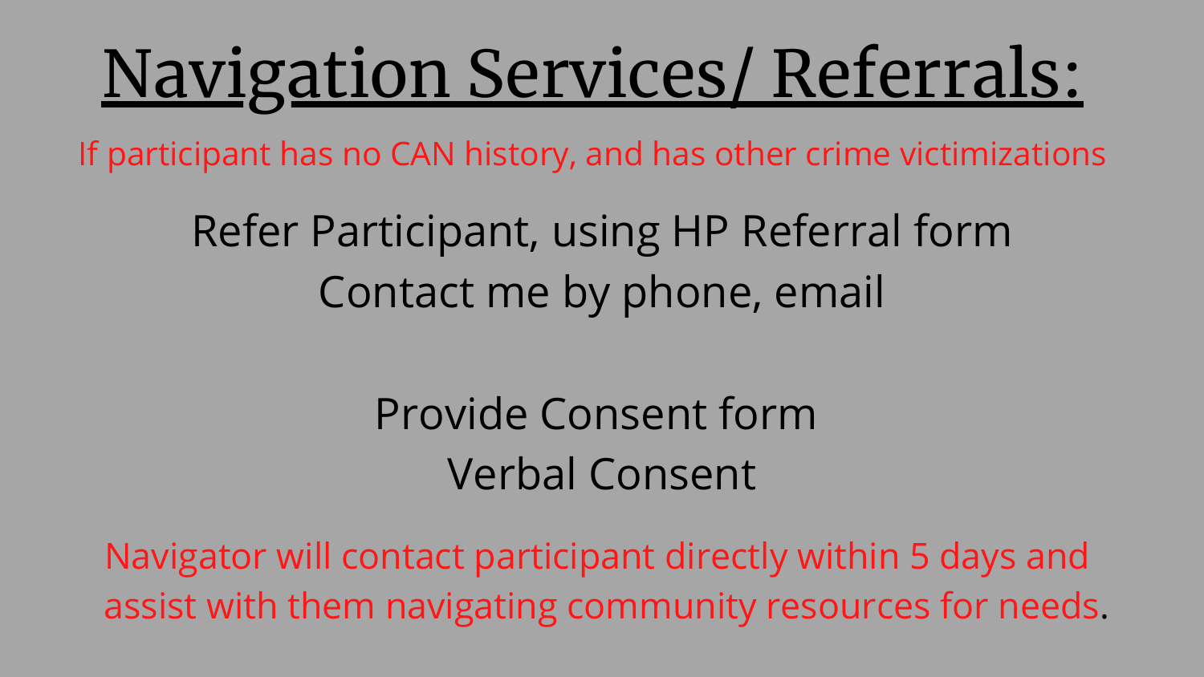# Navigation Services/ Referrals:

If participant has no CAN history, and has other crime victimizations

Refer Participant, using HP Referral form
Contact me by phone, email

Provide Consent form
Verbal Consent

Navigator will contact participant directly within 5 days and assist with them navigating community resources for needs.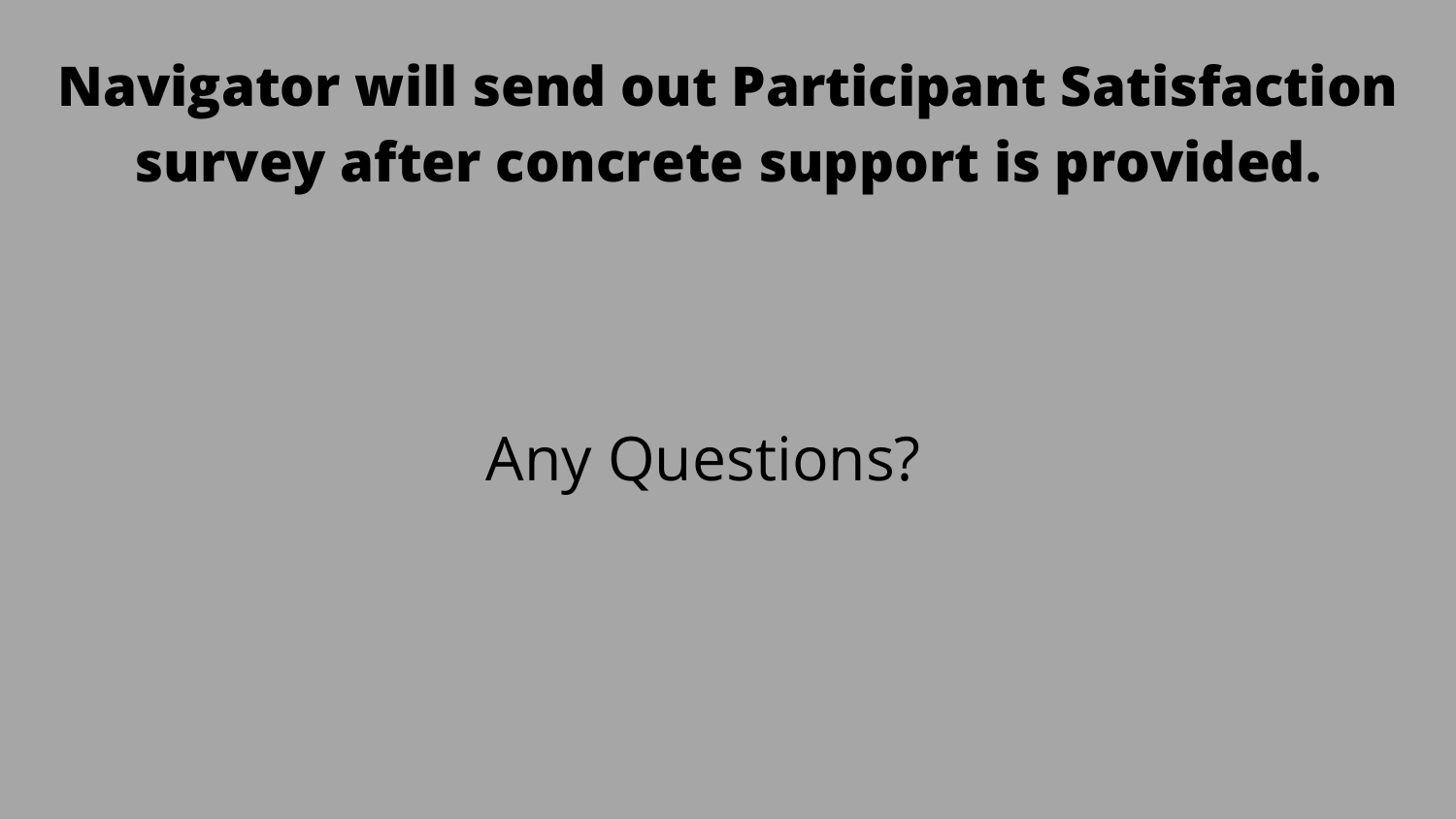**Navigator will send out Participant Satisfaction survey after concrete support is provided.**

Any Questions?